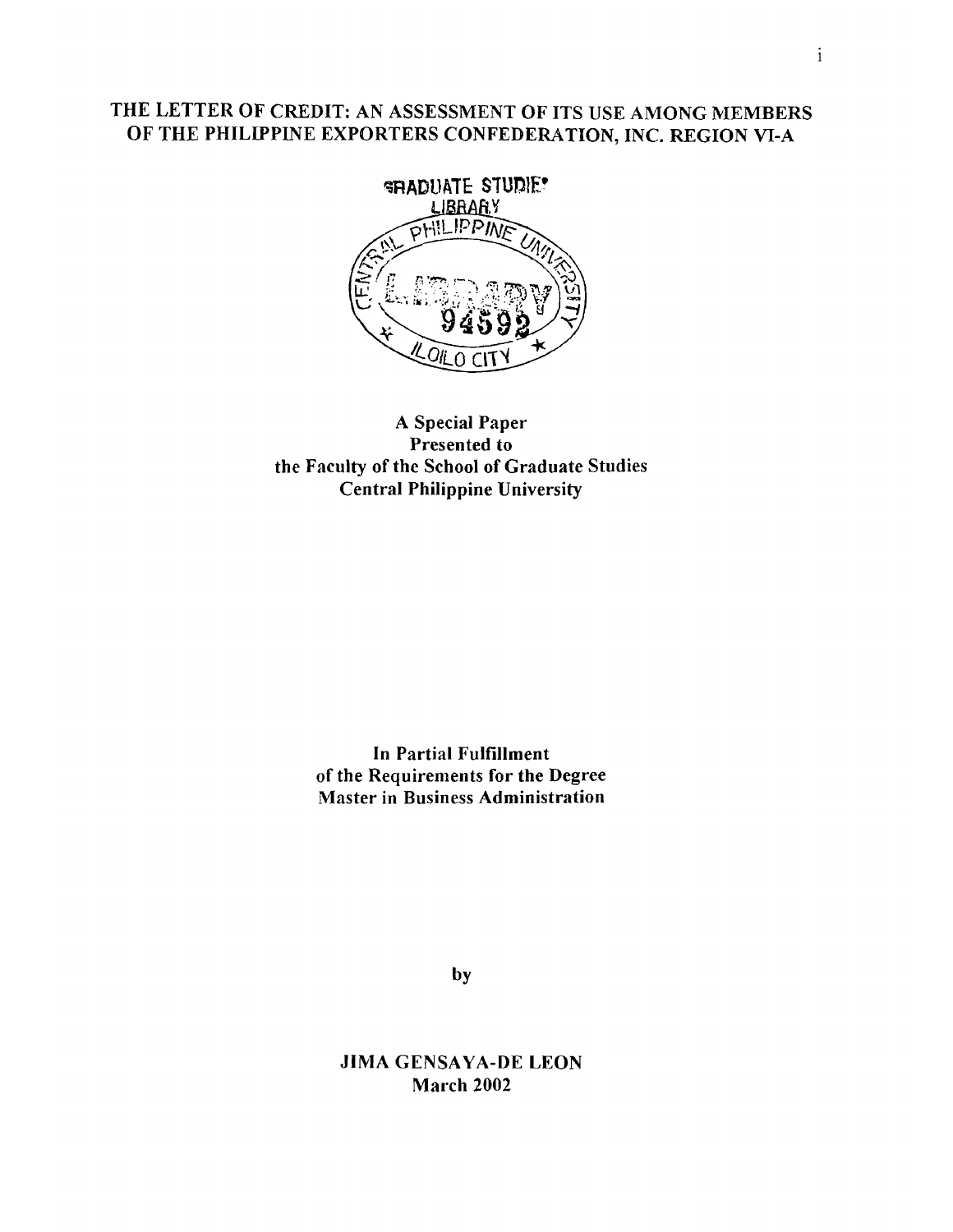# THE LETTER OF CREDIT: AN ASSESSMENT OF ITS USE AMONG MEMBERS OF THE PHILIPPINE EXPORTERS CONFEDERATION, INC. REGION VI-A

GRADUATE STUDIES LIBRARY
CENTRAL PHILIPPINE UNIVERSITY
LIBRARY
94592
ILOILO CITY

**A Special Paper**
**Presented to**
**the Faculty of the School of Graduate Studies**
**Central Philippine University**

**In Partial Fulfillment**
**of the Requirements for the Degree**
**Master in Business Administration**

**by**

**JIMA GENSAYA-DE LEON**
**March 2002**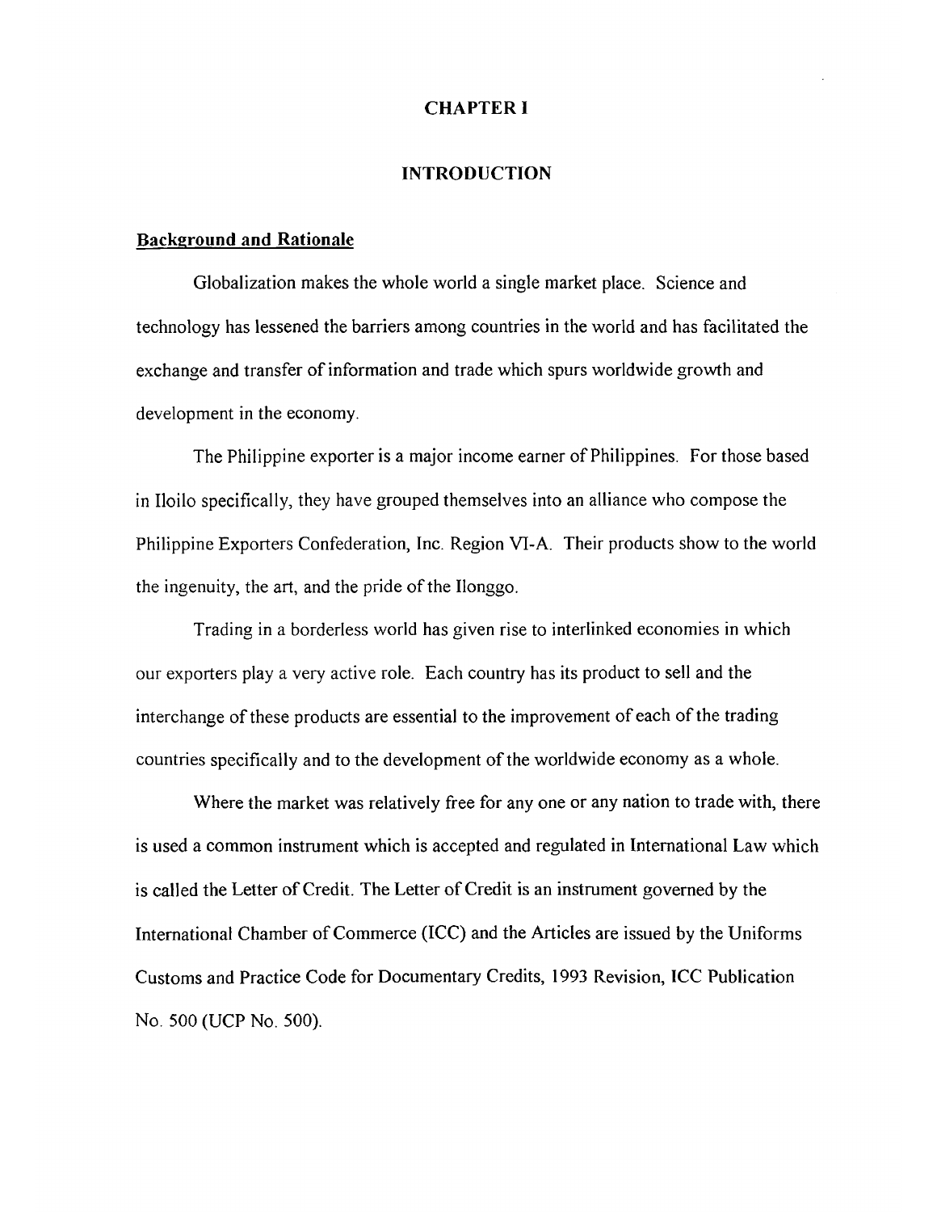# CHAPTER I

## INTRODUCTION

### Background and Rationale

Globalization makes the whole world a single market place. Science and technology has lessened the barriers among countries in the world and has facilitated the exchange and transfer of information and trade which spurs worldwide growth and development in the economy.

The Philippine exporter is a major income earner of Philippines. For those based in Iloilo specifically, they have grouped themselves into an alliance who compose the Philippine Exporters Confederation, Inc. Region VI-A. Their products show to the world the ingenuity, the art, and the pride of the Ilonggo.

Trading in a borderless world has given rise to interlinked economies in which our exporters play a very active role. Each country has its product to sell and the interchange of these products are essential to the improvement of each of the trading countries specifically and to the development of the worldwide economy as a whole.

Where the market was relatively free for any one or any nation to trade with, there is used a common instrument which is accepted and regulated in International Law which is called the Letter of Credit. The Letter of Credit is an instrument governed by the International Chamber of Commerce (ICC) and the Articles are issued by the Uniforms Customs and Practice Code for Documentary Credits, 1993 Revision, ICC Publication No. 500 (UCP No. 500).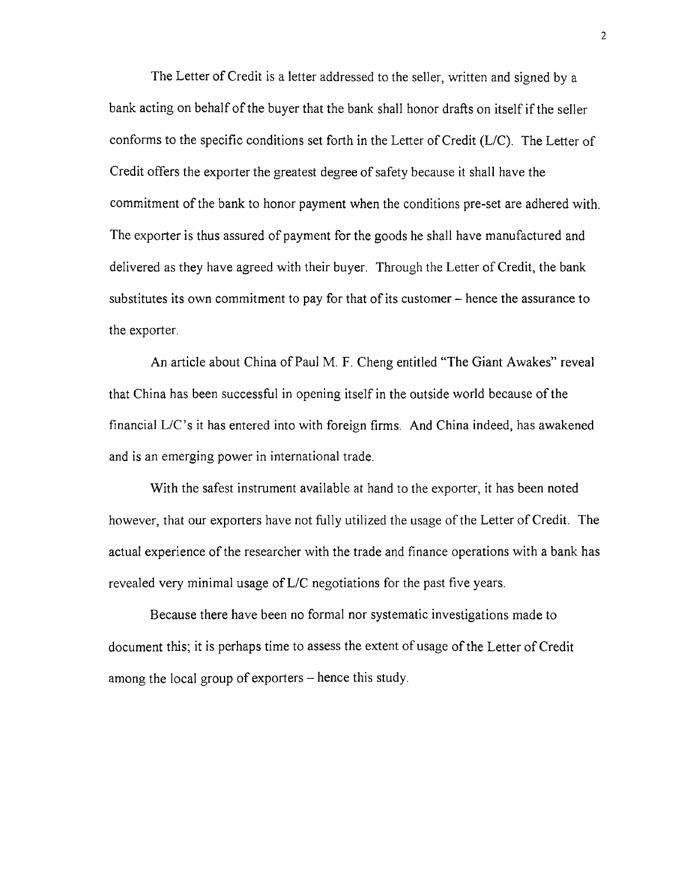The Letter of Credit is a letter addressed to the seller, written and signed by a bank acting on behalf of the buyer that the bank shall honor drafts on itself if the seller conforms to the specific conditions set forth in the Letter of Credit (L/C). The Letter of Credit offers the exporter the greatest degree of safety because it shall have the commitment of the bank to honor payment when the conditions pre-set are adhered with. The exporter is thus assured of payment for the goods he shall have manufactured and delivered as they have agreed with their buyer. Through the Letter of Credit, the bank substitutes its own commitment to pay for that of its customer – hence the assurance to the exporter.

An article about China of Paul M. F. Cheng entitled "The Giant Awakes" reveal that China has been successful in opening itself in the outside world because of the financial L/C's it has entered into with foreign firms. And China indeed, has awakened and is an emerging power in international trade.

With the safest instrument available at hand to the exporter, it has been noted however, that our exporters have not fully utilized the usage of the Letter of Credit. The actual experience of the researcher with the trade and finance operations with a bank has revealed very minimal usage of L/C negotiations for the past five years.

Because there have been no formal nor systematic investigations made to document this; it is perhaps time to assess the extent of usage of the Letter of Credit among the local group of exporters – hence this study.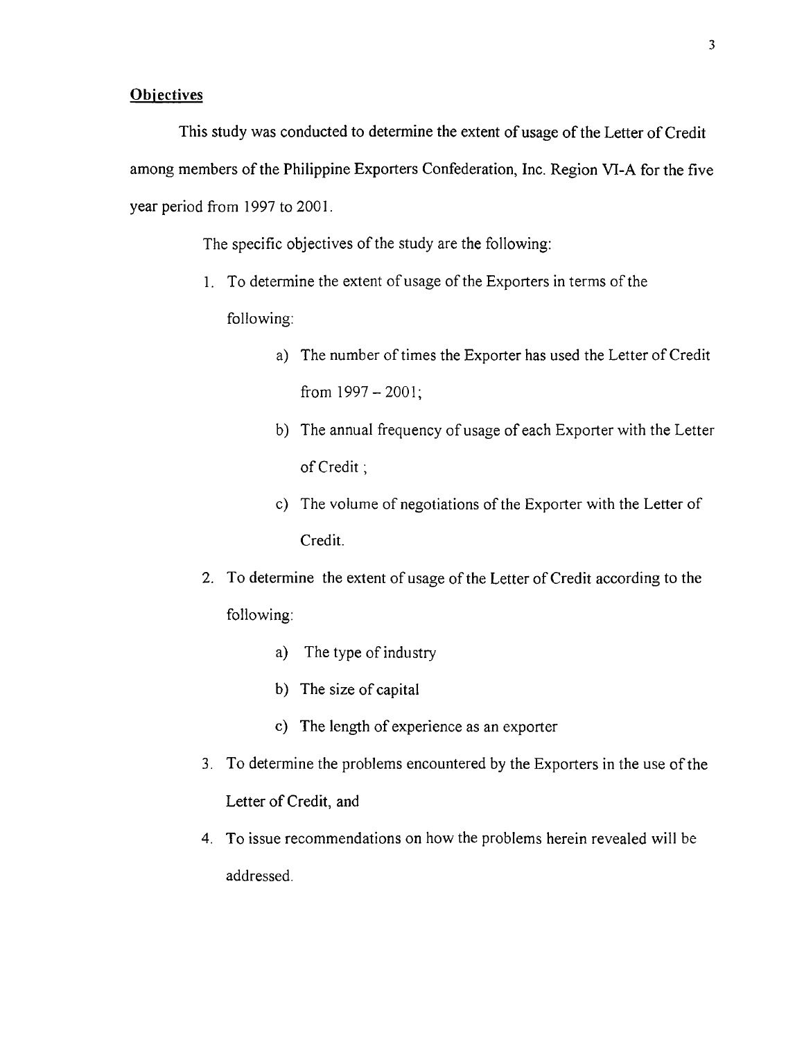## Objectives

This study was conducted to determine the extent of usage of the Letter of Credit among members of the Philippine Exporters Confederation, Inc. Region VI-A for the five year period from 1997 to 2001.

The specific objectives of the study are the following:

1. To determine the extent of usage of the Exporters in terms of the following:
   - a) The number of times the Exporter has used the Letter of Credit from 1997 – 2001;
   - b) The annual frequency of usage of each Exporter with the Letter of Credit ;
   - c) The volume of negotiations of the Exporter with the Letter of Credit.
2. To determine the extent of usage of the Letter of Credit according to the following:
   - a) The type of industry
   - b) The size of capital
   - c) The length of experience as an exporter
3. To determine the problems encountered by the Exporters in the use of the Letter of Credit, and
4. To issue recommendations on how the problems herein revealed will be addressed.